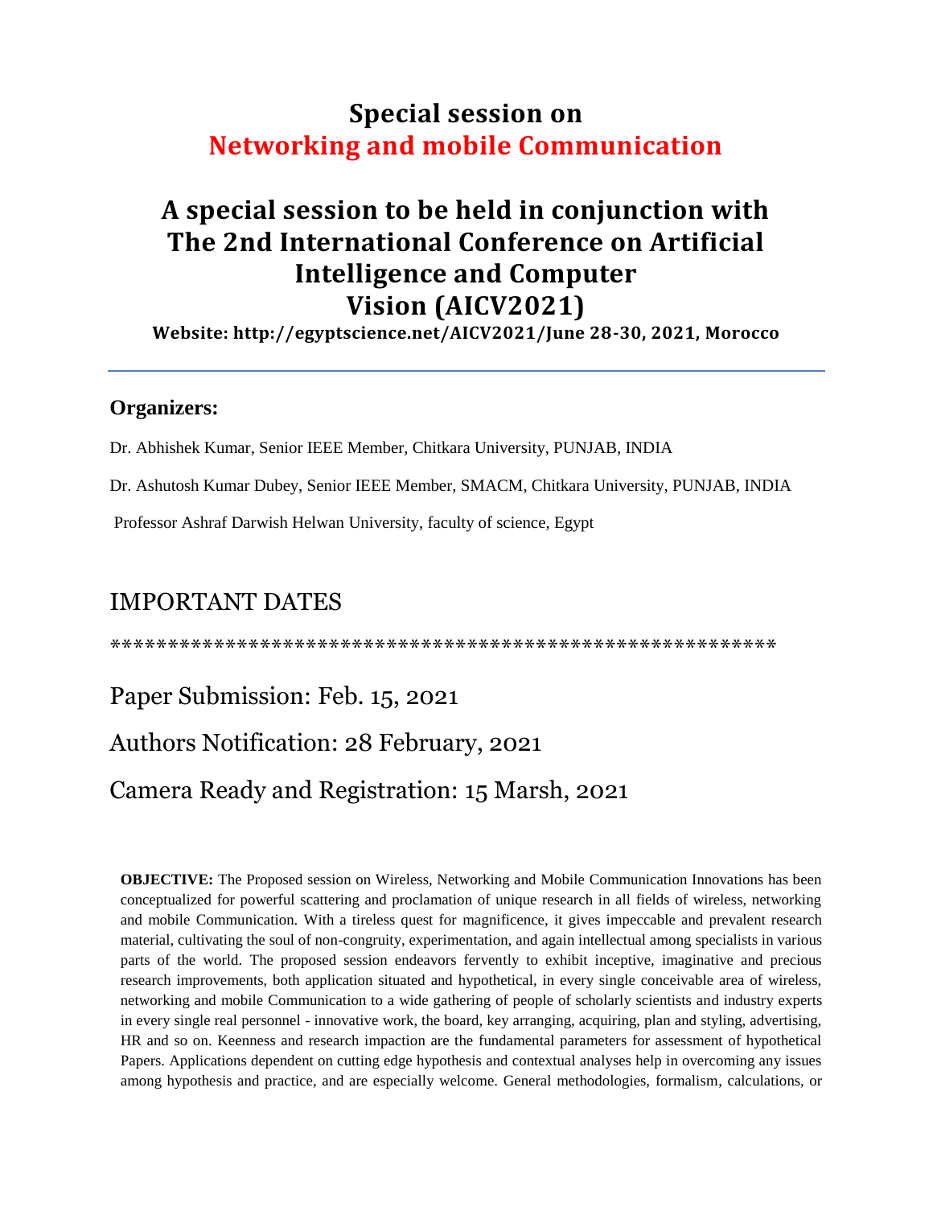# Special session on
# Networking and mobile Communication

## A special session to be held in conjunction with The 2nd International Conference on Artificial Intelligence and Computer Vision (AICV2021)

**Website: http://egyptscience.net/AICV2021/June 28-30, 2021, Morocco**

---

**Organizers:**

Dr. Abhishek Kumar, Senior IEEE Member, Chitkara University, PUNJAB, INDIA

Dr. Ashutosh Kumar Dubey, Senior IEEE Member, SMACM, Chitkara University, PUNJAB, INDIA

Professor Ashraf Darwish Helwan University, faculty of science, Egypt

## IMPORTANT DATES

*************************************************************

Paper Submission: Feb. 15, 2021

Authors Notification: 28 February, 2021

Camera Ready and Registration: 15 Marsh, 2021

**OBJECTIVE:** The Proposed session on Wireless, Networking and Mobile Communication Innovations has been conceptualized for powerful scattering and proclamation of unique research in all fields of wireless, networking and mobile Communication. With a tireless quest for magnificence, it gives impeccable and prevalent research material, cultivating the soul of non-congruity, experimentation, and again intellectual among specialists in various parts of the world. The proposed session endeavors fervently to exhibit inceptive, imaginative and precious research improvements, both application situated and hypothetical, in every single conceivable area of wireless, networking and mobile Communication to a wide gathering of people of scholarly scientists and industry experts in every single real personnel - innovative work, the board, key arranging, acquiring, plan and styling, advertising, HR and so on. Keenness and research impaction are the fundamental parameters for assessment of hypothetical Papers. Applications dependent on cutting edge hypothesis and contextual analyses help in overcoming any issues among hypothesis and practice, and are especially welcome. General methodologies, formalism, calculations, or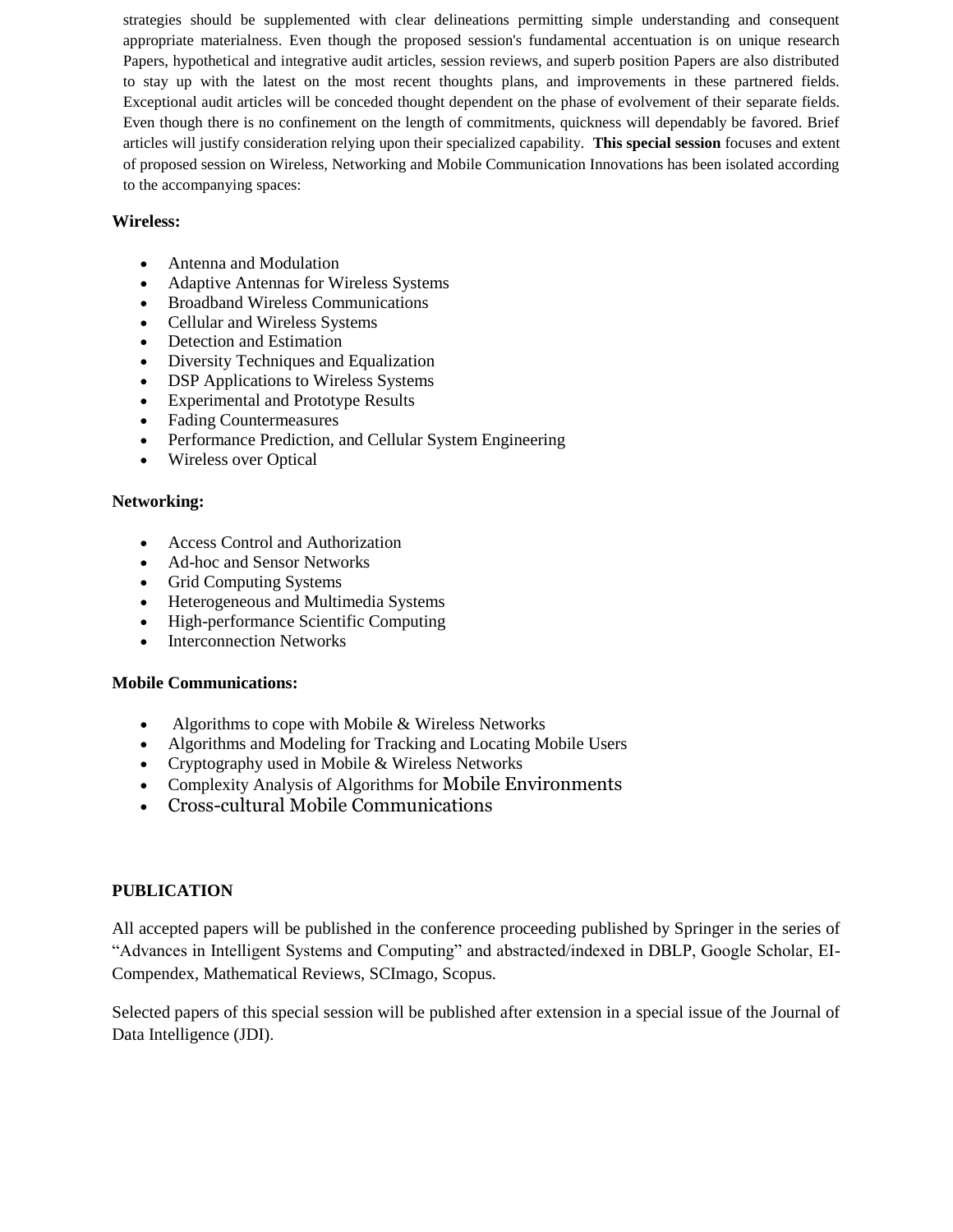strategies should be supplemented with clear delineations permitting simple understanding and consequent appropriate materialness. Even though the proposed session's fundamental accentuation is on unique research Papers, hypothetical and integrative audit articles, session reviews, and superb position Papers are also distributed to stay up with the latest on the most recent thoughts plans, and improvements in these partnered fields. Exceptional audit articles will be conceded thought dependent on the phase of evolvement of their separate fields. Even though there is no confinement on the length of commitments, quickness will dependably be favored. Brief articles will justify consideration relying upon their specialized capability. **This special session** focuses and extent of proposed session on Wireless, Networking and Mobile Communication Innovations has been isolated according to the accompanying spaces:

**Wireless:**

- Antenna and Modulation
- Adaptive Antennas for Wireless Systems
- Broadband Wireless Communications
- Cellular and Wireless Systems
- Detection and Estimation
- Diversity Techniques and Equalization
- DSP Applications to Wireless Systems
- Experimental and Prototype Results
- Fading Countermeasures
- Performance Prediction, and Cellular System Engineering
- Wireless over Optical

**Networking:**

- Access Control and Authorization
- Ad-hoc and Sensor Networks
- Grid Computing Systems
- Heterogeneous and Multimedia Systems
- High-performance Scientific Computing
- Interconnection Networks

**Mobile Communications:**

- Algorithms to cope with Mobile & Wireless Networks
- Algorithms and Modeling for Tracking and Locating Mobile Users
- Cryptography used in Mobile & Wireless Networks
- Complexity Analysis of Algorithms for Mobile Environments
- Cross-cultural Mobile Communications

**PUBLICATION**

All accepted papers will be published in the conference proceeding published by Springer in the series of "Advances in Intelligent Systems and Computing" and abstracted/indexed in DBLP, Google Scholar, EI-Compendex, Mathematical Reviews, SCImago, Scopus.

Selected papers of this special session will be published after extension in a special issue of the Journal of Data Intelligence (JDI).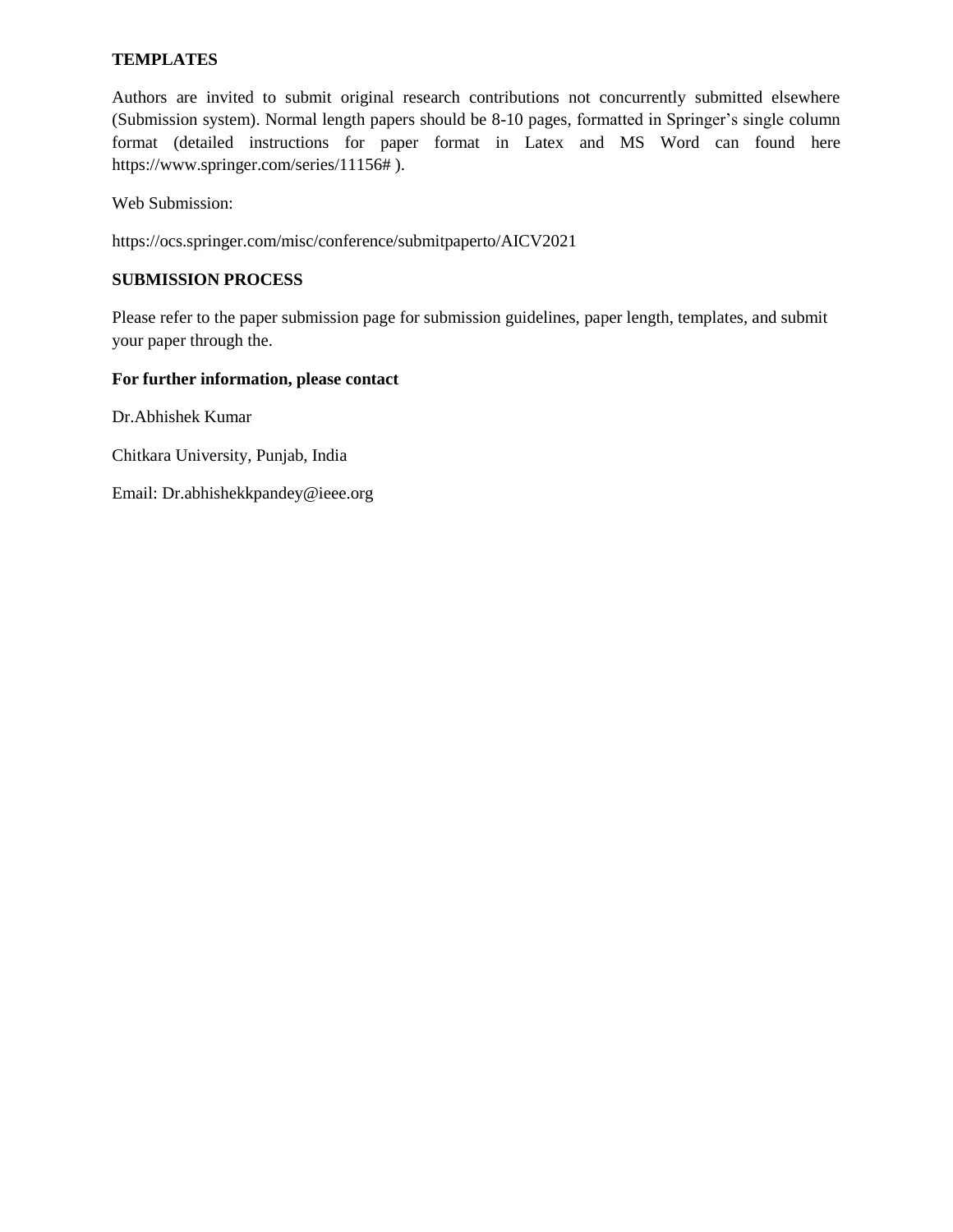**TEMPLATES**

Authors are invited to submit original research contributions not concurrently submitted elsewhere (Submission system). Normal length papers should be 8-10 pages, formatted in Springer's single column format (detailed instructions for paper format in Latex and MS Word can found here https://www.springer.com/series/11156# ).

Web Submission:

https://ocs.springer.com/misc/conference/submitpaperto/AICV2021

**SUBMISSION PROCESS**

Please refer to the paper submission page for submission guidelines, paper length, templates, and submit your paper through the.

**For further information, please contact**

Dr.Abhishek Kumar

Chitkara University, Punjab, India

Email: Dr.abhishekkpandey@ieee.org